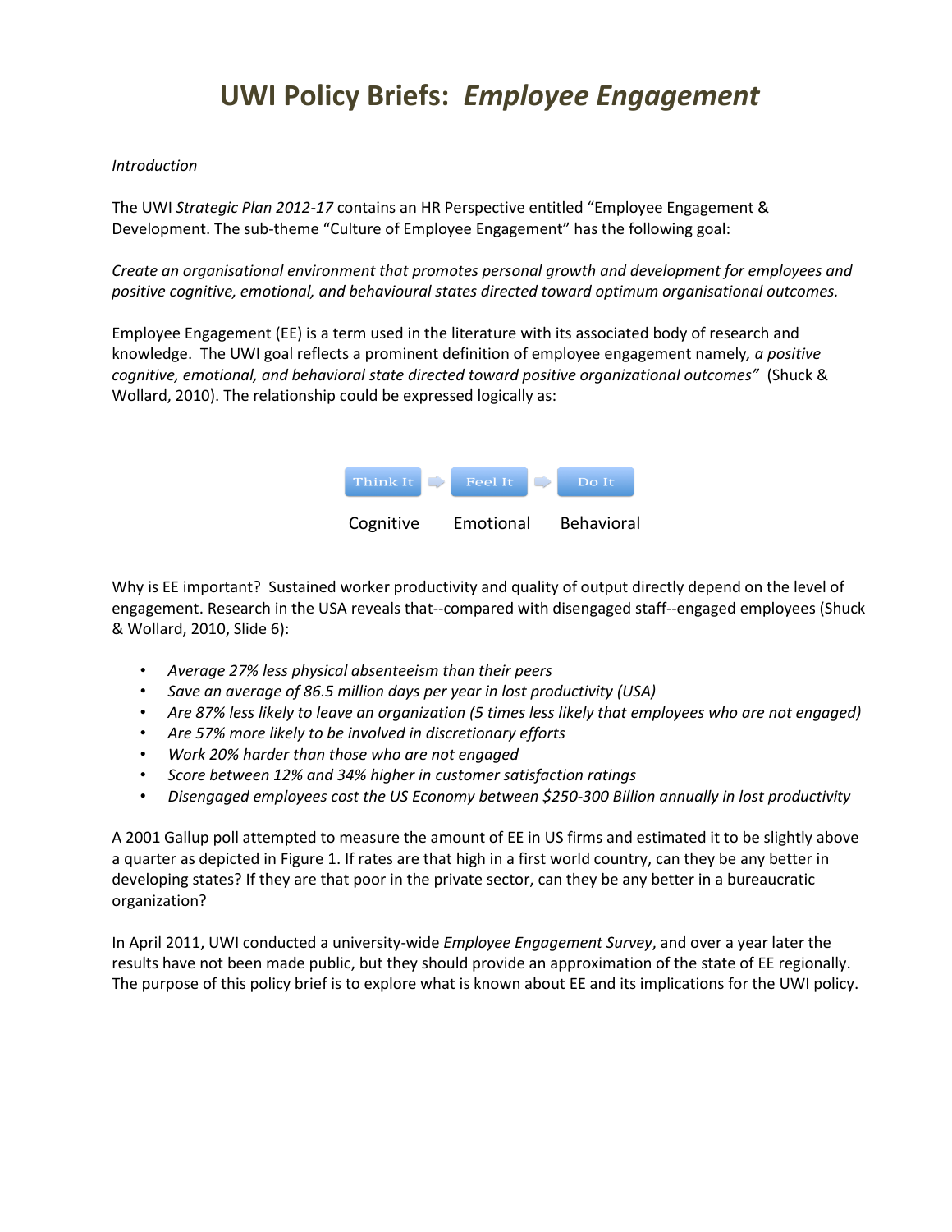# UWI Policy Briefs: *Employee Engagement*

*Introduction*

The UWI *Strategic Plan 2012-17* contains an HR Perspective entitled "Employee Engagement & Development. The sub-theme "Culture of Employee Engagement" has the following goal:

*Create an organisational environment that promotes personal growth and development for employees and positive cognitive, emotional, and behavioural states directed toward optimum organisational outcomes.*

Employee Engagement (EE) is a term used in the literature with its associated body of research and knowledge. The UWI goal reflects a prominent definition of employee engagement namely, *a positive cognitive, emotional, and behavioral state directed toward positive organizational outcomes"* (Shuck & Wollard, 2010). The relationship could be expressed logically as:

Think It → Feel It → Do It

Cognitive  Emotional  Behavioral

Why is EE important? Sustained worker productivity and quality of output directly depend on the level of engagement. Research in the USA reveals that--compared with disengaged staff--engaged employees (Shuck & Wollard, 2010, Slide 6):

- *Average 27% less physical absenteeism than their peers*
- *Save an average of 86.5 million days per year in lost productivity (USA)*
- *Are 87% less likely to leave an organization (5 times less likely that employees who are not engaged)*
- *Are 57% more likely to be involved in discretionary efforts*
- *Work 20% harder than those who are not engaged*
- *Score between 12% and 34% higher in customer satisfaction ratings*
- *Disengaged employees cost the US Economy between $250-300 Billion annually in lost productivity*

A 2001 Gallup poll attempted to measure the amount of EE in US firms and estimated it to be slightly above a quarter as depicted in Figure 1. If rates are that high in a first world country, can they be any better in developing states? If they are that poor in the private sector, can they be any better in a bureaucratic organization?

In April 2011, UWI conducted a university-wide *Employee Engagement Survey*, and over a year later the results have not been made public, but they should provide an approximation of the state of EE regionally. The purpose of this policy brief is to explore what is known about EE and its implications for the UWI policy.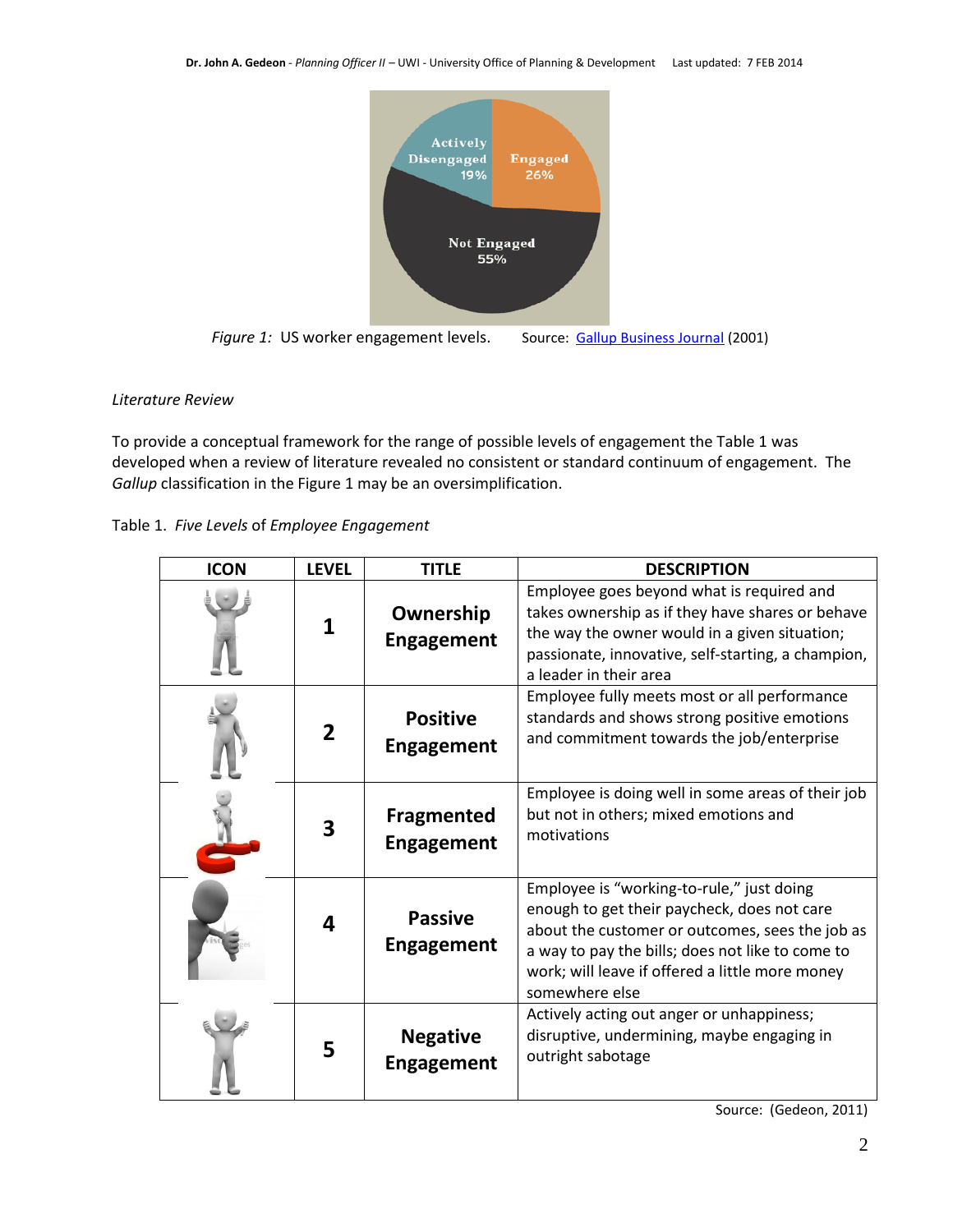*Figure 1:* US worker engagement levels. Source: Gallup Business Journal (2001)

*Literature Review*

To provide a conceptual framework for the range of possible levels of engagement the Table 1 was developed when a review of literature revealed no consistent or standard continuum of engagement. The *Gallup* classification in the Figure 1 may be an oversimplification.

Table 1. *Five Levels* of *Employee Engagement*

| ICON | LEVEL | TITLE | DESCRIPTION |
|---|---|---|---|
| | 1 | **Ownership Engagement** | Employee goes beyond what is required and takes ownership as if they have shares or behave the way the owner would in a given situation; passionate, innovative, self-starting, a champion, a leader in their area |
| | 2 | **Positive Engagement** | Employee fully meets most or all performance standards and shows strong positive emotions and commitment towards the job/enterprise |
| | 3 | **Fragmented Engagement** | Employee is doing well in some areas of their job but not in others; mixed emotions and motivations |
| | 4 | **Passive Engagement** | Employee is "working-to-rule," just doing enough to get their paycheck, does not care about the customer or outcomes, sees the job as a way to pay the bills; does not like to come to work; will leave if offered a little more money somewhere else |
| | 5 | **Negative Engagement** | Actively acting out anger or unhappiness; disruptive, undermining, maybe engaging in outright sabotage |

Source: (Gedeon, 2011)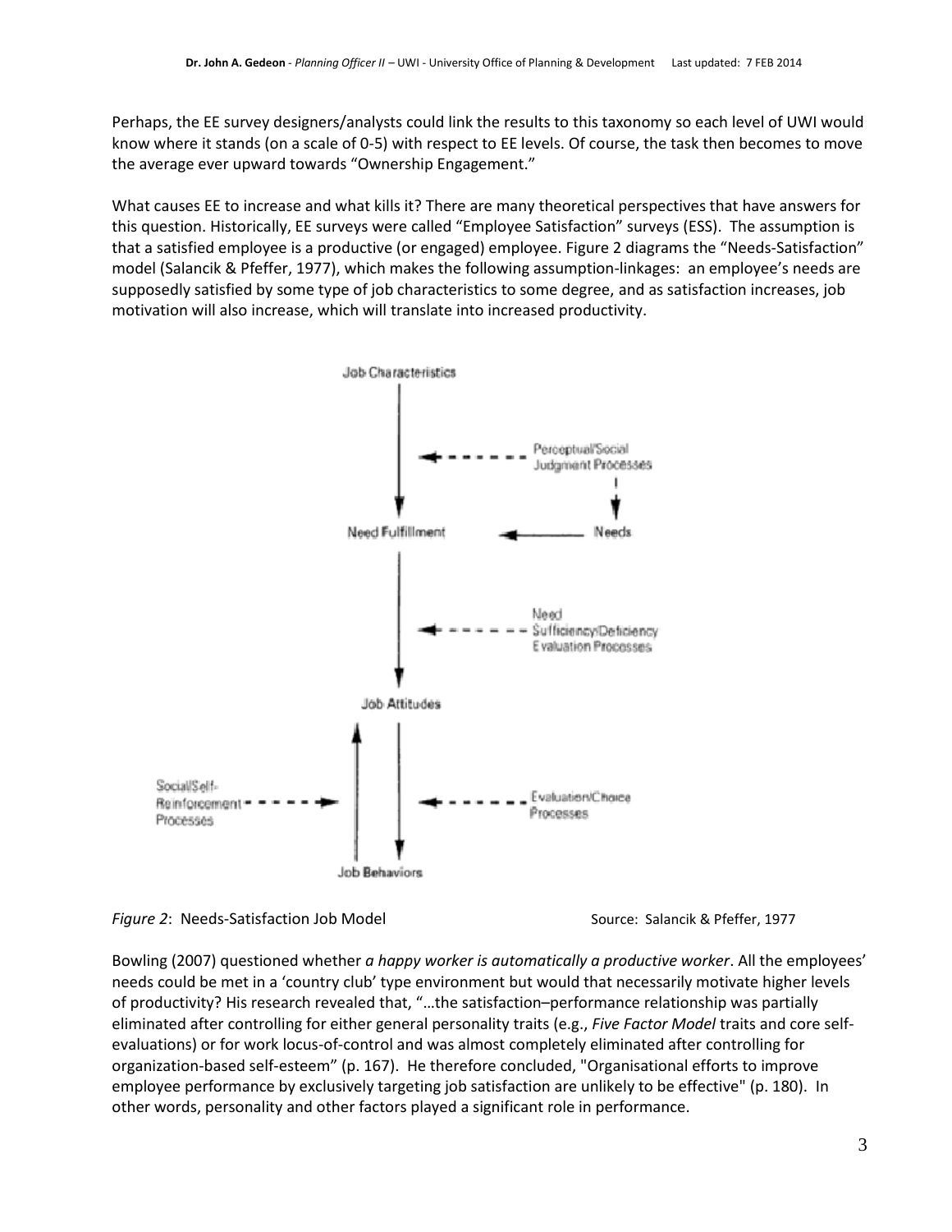Perhaps, the EE survey designers/analysts could link the results to this taxonomy so each level of UWI would know where it stands (on a scale of 0-5) with respect to EE levels. Of course, the task then becomes to move the average ever upward towards "Ownership Engagement."

What causes EE to increase and what kills it? There are many theoretical perspectives that have answers for this question. Historically, EE surveys were called "Employee Satisfaction" surveys (ESS). The assumption is that a satisfied employee is a productive (or engaged) employee. Figure 2 diagrams the "Needs-Satisfaction" model (Salancik & Pfeffer, 1977), which makes the following assumption-linkages: an employee's needs are supposedly satisfied by some type of job characteristics to some degree, and as satisfaction increases, job motivation will also increase, which will translate into increased productivity.

*Figure 2*: Needs-Satisfaction Job Model Source: Salancik & Pfeffer, 1977

Bowling (2007) questioned whether *a happy worker is automatically a productive worker*. All the employees' needs could be met in a 'country club' type environment but would that necessarily motivate higher levels of productivity? His research revealed that, "…the satisfaction–performance relationship was partially eliminated after controlling for either general personality traits (e.g., *Five Factor Model* traits and core self-evaluations) or for work locus-of-control and was almost completely eliminated after controlling for organization-based self-esteem" (p. 167). He therefore concluded, "Organisational efforts to improve employee performance by exclusively targeting job satisfaction are unlikely to be effective" (p. 180). In other words, personality and other factors played a significant role in performance.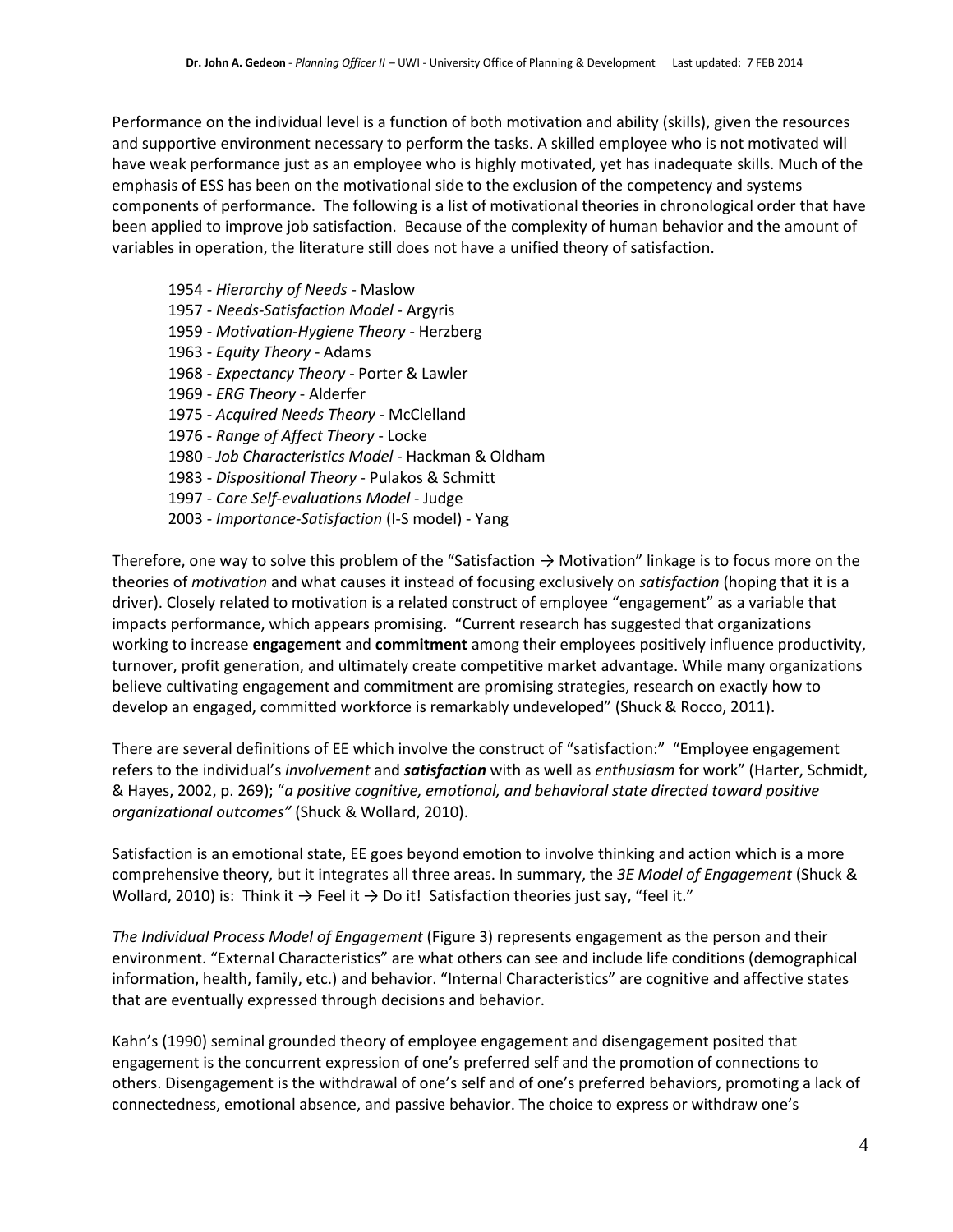Performance on the individual level is a function of both motivation and ability (skills), given the resources and supportive environment necessary to perform the tasks. A skilled employee who is not motivated will have weak performance just as an employee who is highly motivated, yet has inadequate skills. Much of the emphasis of ESS has been on the motivational side to the exclusion of the competency and systems components of performance. The following is a list of motivational theories in chronological order that have been applied to improve job satisfaction. Because of the complexity of human behavior and the amount of variables in operation, the literature still does not have a unified theory of satisfaction.

- 1954 - *Hierarchy of Needs* - Maslow
- 1957 - *Needs-Satisfaction Model* - Argyris
- 1959 - *Motivation-Hygiene Theory* - Herzberg
- 1963 - *Equity Theory* - Adams
- 1968 - *Expectancy Theory* - Porter & Lawler
- 1969 - *ERG Theory* - Alderfer
- 1975 - *Acquired Needs Theory* - McClelland
- 1976 - *Range of Affect Theory* - Locke
- 1980 - *Job Characteristics Model* - Hackman & Oldham
- 1983 - *Dispositional Theory* - Pulakos & Schmitt
- 1997 - *Core Self-evaluations Model* - Judge
- 2003 - *Importance-Satisfaction* (I-S model) - Yang

Therefore, one way to solve this problem of the "Satisfaction → Motivation" linkage is to focus more on the theories of *motivation* and what causes it instead of focusing exclusively on *satisfaction* (hoping that it is a driver). Closely related to motivation is a related construct of employee "engagement" as a variable that impacts performance, which appears promising. "Current research has suggested that organizations working to increase **engagement** and **commitment** among their employees positively influence productivity, turnover, profit generation, and ultimately create competitive market advantage. While many organizations believe cultivating engagement and commitment are promising strategies, research on exactly how to develop an engaged, committed workforce is remarkably undeveloped" (Shuck & Rocco, 2011).

There are several definitions of EE which involve the construct of "satisfaction:" "Employee engagement refers to the individual's *involvement* and ***satisfaction*** with as well as *enthusiasm* for work" (Harter, Schmidt, & Hayes, 2002, p. 269); "*a positive cognitive, emotional, and behavioral state directed toward positive organizational outcomes"* (Shuck & Wollard, 2010).

Satisfaction is an emotional state, EE goes beyond emotion to involve thinking and action which is a more comprehensive theory, but it integrates all three areas. In summary, the *3E Model of Engagement* (Shuck & Wollard, 2010) is: Think it → Feel it → Do it! Satisfaction theories just say, "feel it."

*The Individual Process Model of Engagement* (Figure 3) represents engagement as the person and their environment. "External Characteristics" are what others can see and include life conditions (demographical information, health, family, etc.) and behavior. "Internal Characteristics" are cognitive and affective states that are eventually expressed through decisions and behavior.

Kahn's (1990) seminal grounded theory of employee engagement and disengagement posited that engagement is the concurrent expression of one's preferred self and the promotion of connections to others. Disengagement is the withdrawal of one's self and of one's preferred behaviors, promoting a lack of connectedness, emotional absence, and passive behavior. The choice to express or withdraw one's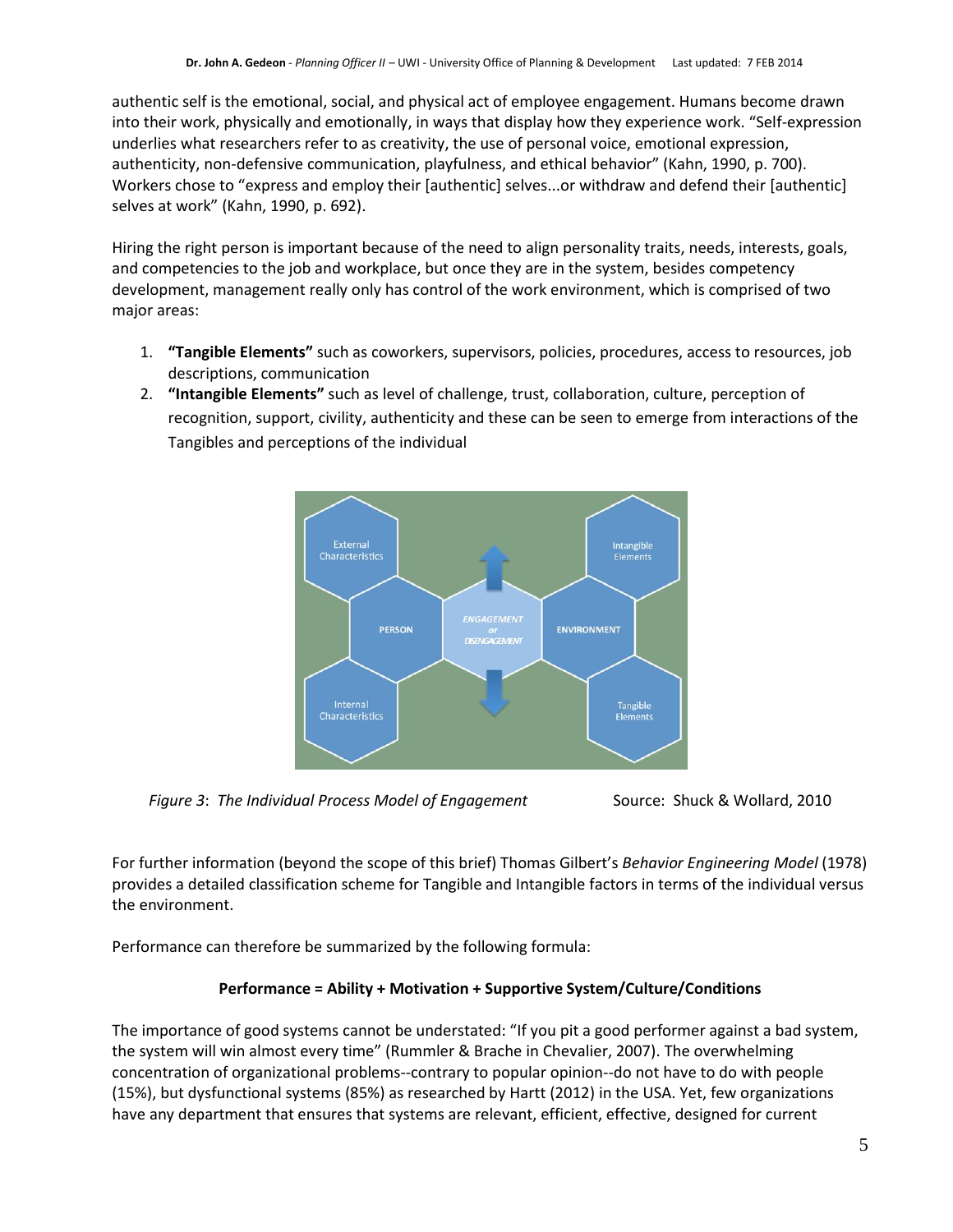authentic self is the emotional, social, and physical act of employee engagement. Humans become drawn into their work, physically and emotionally, in ways that display how they experience work. "Self-expression underlies what researchers refer to as creativity, the use of personal voice, emotional expression, authenticity, non-defensive communication, playfulness, and ethical behavior" (Kahn, 1990, p. 700). Workers chose to "express and employ their [authentic] selves...or withdraw and defend their [authentic] selves at work" (Kahn, 1990, p. 692).

Hiring the right person is important because of the need to align personality traits, needs, interests, goals, and competencies to the job and workplace, but once they are in the system, besides competency development, management really only has control of the work environment, which is comprised of two major areas:

1. **"Tangible Elements"** such as coworkers, supervisors, policies, procedures, access to resources, job descriptions, communication
2. **"Intangible Elements"** such as level of challenge, trust, collaboration, culture, perception of recognition, support, civility, authenticity and these can be seen to emerge from interactions of the Tangibles and perceptions of the individual

External Characteristics | Intangible Elements | PERSON | ENGAGEMENT or DISENGAGEMENT | ENVIRONMENT | Internal Characteristics | Tangible Elements

*Figure 3*: *The Individual Process Model of Engagement* Source: Shuck & Wollard, 2010

For further information (beyond the scope of this brief) Thomas Gilbert's *Behavior Engineering Model* (1978) provides a detailed classification scheme for Tangible and Intangible factors in terms of the individual versus the environment.

Performance can therefore be summarized by the following formula:

**Performance = Ability + Motivation + Supportive System/Culture/Conditions**

The importance of good systems cannot be understated: "If you pit a good performer against a bad system, the system will win almost every time" (Rummler & Brache in Chevalier, 2007). The overwhelming concentration of organizational problems--contrary to popular opinion--do not have to do with people (15%), but dysfunctional systems (85%) as researched by Hartt (2012) in the USA. Yet, few organizations have any department that ensures that systems are relevant, efficient, effective, designed for current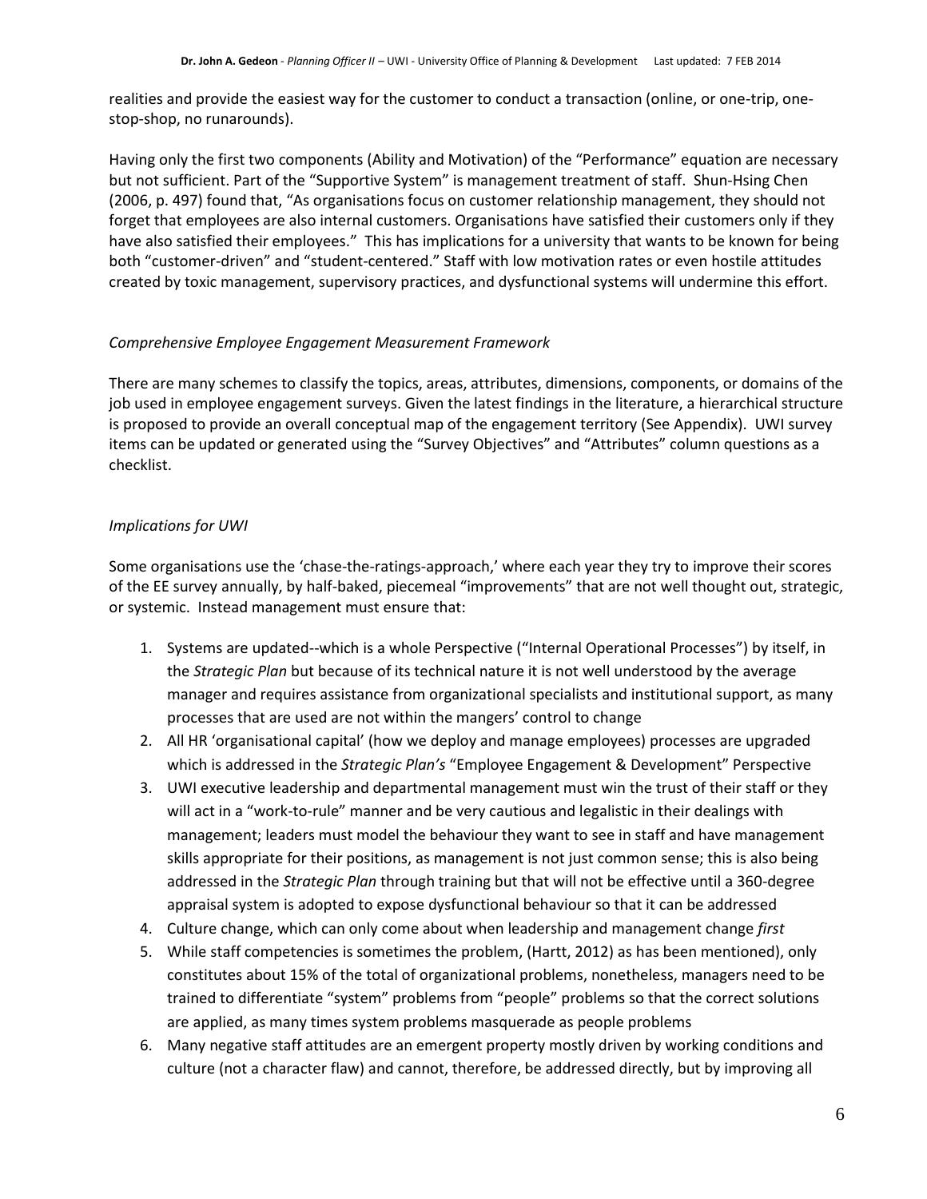realities and provide the easiest way for the customer to conduct a transaction (online, or one-trip, one-stop-shop, no runarounds).

Having only the first two components (Ability and Motivation) of the "Performance" equation are necessary but not sufficient. Part of the "Supportive System" is management treatment of staff. Shun-Hsing Chen (2006, p. 497) found that, "As organisations focus on customer relationship management, they should not forget that employees are also internal customers. Organisations have satisfied their customers only if they have also satisfied their employees." This has implications for a university that wants to be known for being both "customer-driven" and "student-centered." Staff with low motivation rates or even hostile attitudes created by toxic management, supervisory practices, and dysfunctional systems will undermine this effort.

### *Comprehensive Employee Engagement Measurement Framework*

There are many schemes to classify the topics, areas, attributes, dimensions, components, or domains of the job used in employee engagement surveys. Given the latest findings in the literature, a hierarchical structure is proposed to provide an overall conceptual map of the engagement territory (See Appendix). UWI survey items can be updated or generated using the "Survey Objectives" and "Attributes" column questions as a checklist.

### *Implications for UWI*

Some organisations use the 'chase-the-ratings-approach,' where each year they try to improve their scores of the EE survey annually, by half-baked, piecemeal "improvements" that are not well thought out, strategic, or systemic. Instead management must ensure that:

1. Systems are updated--which is a whole Perspective ("Internal Operational Processes") by itself, in the *Strategic Plan* but because of its technical nature it is not well understood by the average manager and requires assistance from organizational specialists and institutional support, as many processes that are used are not within the mangers' control to change
2. All HR 'organisational capital' (how we deploy and manage employees) processes are upgraded which is addressed in the *Strategic Plan's* "Employee Engagement & Development" Perspective
3. UWI executive leadership and departmental management must win the trust of their staff or they will act in a "work-to-rule" manner and be very cautious and legalistic in their dealings with management; leaders must model the behaviour they want to see in staff and have management skills appropriate for their positions, as management is not just common sense; this is also being addressed in the *Strategic Plan* through training but that will not be effective until a 360-degree appraisal system is adopted to expose dysfunctional behaviour so that it can be addressed
4. Culture change, which can only come about when leadership and management change *first*
5. While staff competencies is sometimes the problem, (Hartt, 2012) as has been mentioned), only constitutes about 15% of the total of organizational problems, nonetheless, managers need to be trained to differentiate "system" problems from "people" problems so that the correct solutions are applied, as many times system problems masquerade as people problems
6. Many negative staff attitudes are an emergent property mostly driven by working conditions and culture (not a character flaw) and cannot, therefore, be addressed directly, but by improving all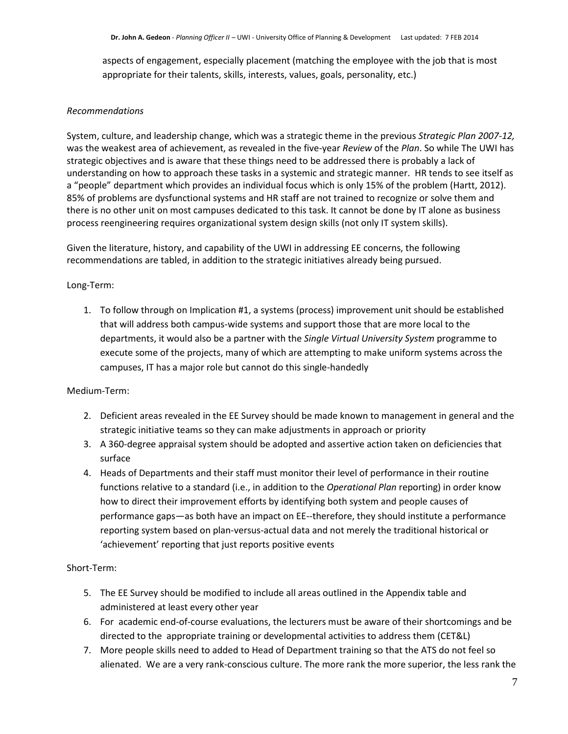aspects of engagement, especially placement (matching the employee with the job that is most appropriate for their talents, skills, interests, values, goals, personality, etc.)

*Recommendations*

System, culture, and leadership change, which was a strategic theme in the previous *Strategic Plan 2007-12,* was the weakest area of achievement, as revealed in the five-year *Review* of the *Plan*. So while The UWI has strategic objectives and is aware that these things need to be addressed there is probably a lack of understanding on how to approach these tasks in a systemic and strategic manner. HR tends to see itself as a "people" department which provides an individual focus which is only 15% of the problem (Hartt, 2012). 85% of problems are dysfunctional systems and HR staff are not trained to recognize or solve them and there is no other unit on most campuses dedicated to this task. It cannot be done by IT alone as business process reengineering requires organizational system design skills (not only IT system skills).

Given the literature, history, and capability of the UWI in addressing EE concerns, the following recommendations are tabled, in addition to the strategic initiatives already being pursued.

Long-Term:

1. To follow through on Implication #1, a systems (process) improvement unit should be established that will address both campus-wide systems and support those that are more local to the departments, it would also be a partner with the *Single Virtual University System* programme to execute some of the projects, many of which are attempting to make uniform systems across the campuses, IT has a major role but cannot do this single-handedly

Medium-Term:

2. Deficient areas revealed in the EE Survey should be made known to management in general and the strategic initiative teams so they can make adjustments in approach or priority
3. A 360-degree appraisal system should be adopted and assertive action taken on deficiencies that surface
4. Heads of Departments and their staff must monitor their level of performance in their routine functions relative to a standard (i.e., in addition to the *Operational Plan* reporting) in order know how to direct their improvement efforts by identifying both system and people causes of performance gaps—as both have an impact on EE--therefore, they should institute a performance reporting system based on plan-versus-actual data and not merely the traditional historical or 'achievement' reporting that just reports positive events

Short-Term:

5. The EE Survey should be modified to include all areas outlined in the Appendix table and administered at least every other year
6. For academic end-of-course evaluations, the lecturers must be aware of their shortcomings and be directed to the appropriate training or developmental activities to address them (CET&L)
7. More people skills need to added to Head of Department training so that the ATS do not feel so alienated. We are a very rank-conscious culture. The more rank the more superior, the less rank the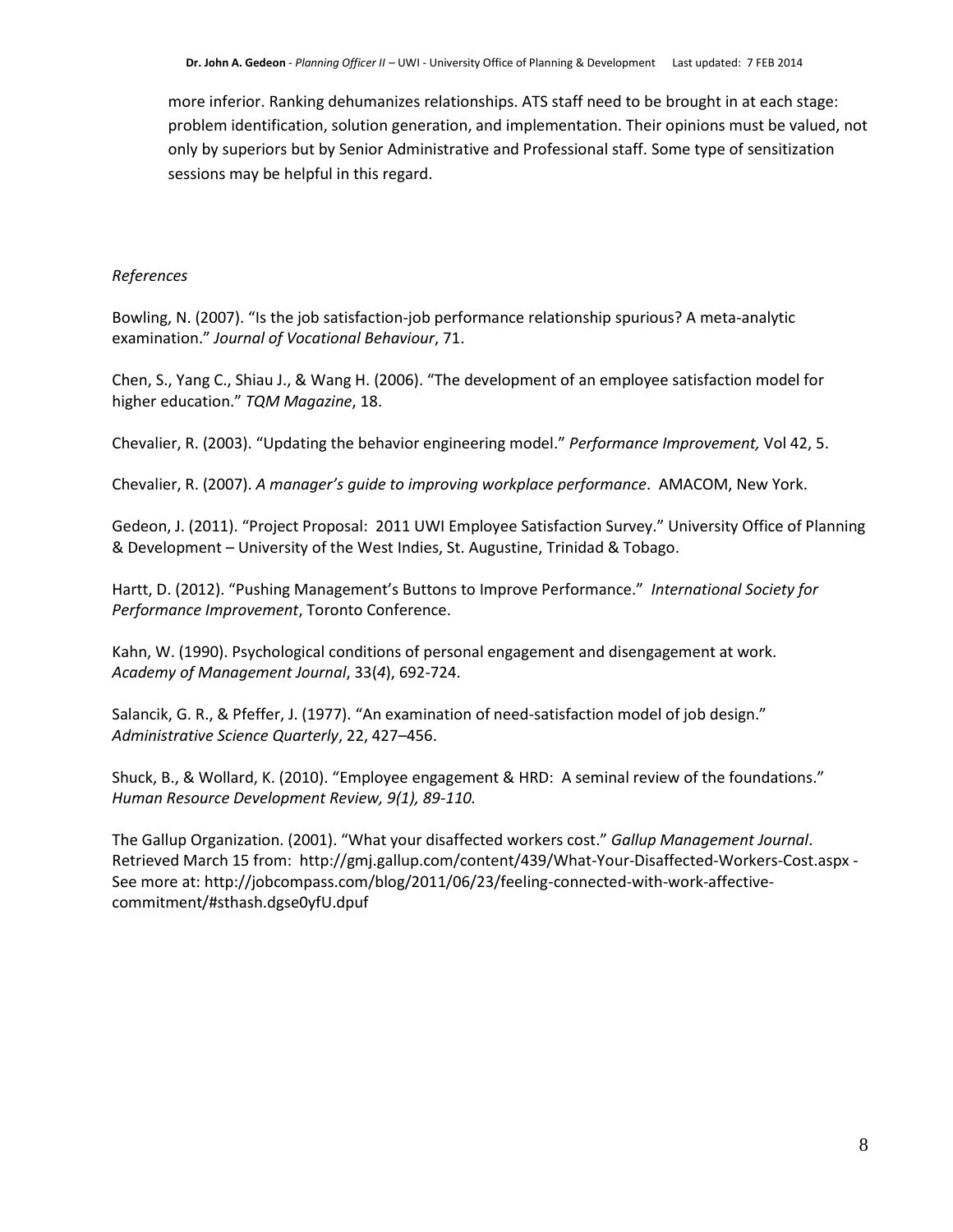more inferior. Ranking dehumanizes relationships. ATS staff need to be brought in at each stage: problem identification, solution generation, and implementation. Their opinions must be valued, not only by superiors but by Senior Administrative and Professional staff. Some type of sensitization sessions may be helpful in this regard.

*References*

Bowling, N. (2007). "Is the job satisfaction-job performance relationship spurious? A meta-analytic examination." *Journal of Vocational Behaviour*, 71.

Chen, S., Yang C., Shiau J., & Wang H. (2006). "The development of an employee satisfaction model for higher education." *TQM Magazine*, 18.

Chevalier, R. (2003). "Updating the behavior engineering model." *Performance Improvement,* Vol 42, 5.

Chevalier, R. (2007). *A manager's guide to improving workplace performance*. AMACOM, New York.

Gedeon, J. (2011). "Project Proposal: 2011 UWI Employee Satisfaction Survey." University Office of Planning & Development – University of the West Indies, St. Augustine, Trinidad & Tobago.

Hartt, D. (2012). "Pushing Management's Buttons to Improve Performance." *International Society for Performance Improvement*, Toronto Conference.

Kahn, W. (1990). Psychological conditions of personal engagement and disengagement at work. *Academy of Management Journal*, 33(*4*), 692-724.

Salancik, G. R., & Pfeffer, J. (1977). "An examination of need-satisfaction model of job design." *Administrative Science Quarterly*, 22, 427–456.

Shuck, B., & Wollard, K. (2010). "Employee engagement & HRD: A seminal review of the foundations." *Human Resource Development Review, 9(1), 89-110.*

The Gallup Organization. (2001). "What your disaffected workers cost." *Gallup Management Journal*. Retrieved March 15 from: http://gmj.gallup.com/content/439/What-Your-Disaffected-Workers-Cost.aspx - See more at: http://jobcompass.com/blog/2011/06/23/feeling-connected-with-work-affective-commitment/#sthash.dgse0yfU.dpuf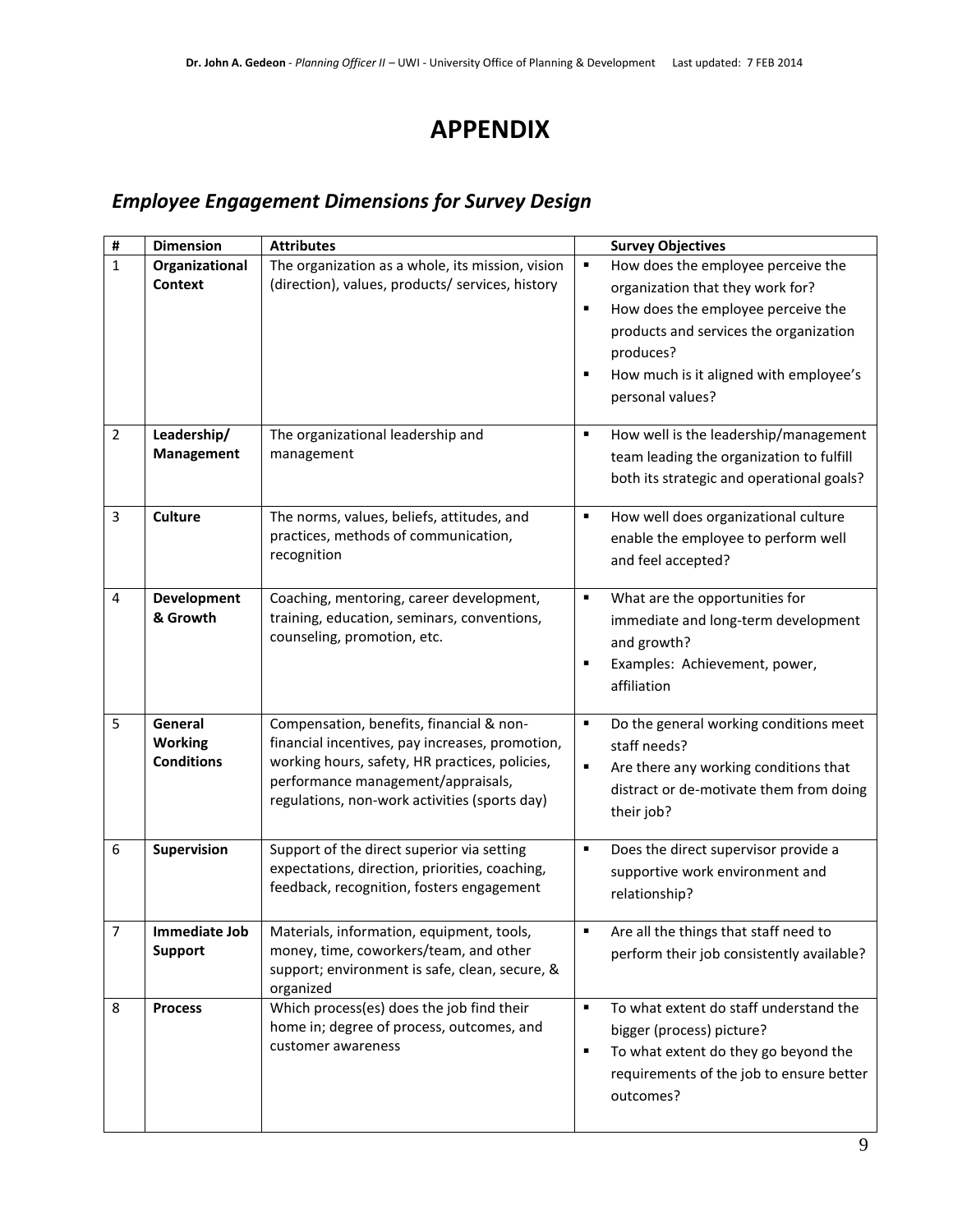# APPENDIX

## *Employee Engagement Dimensions for Survey Design*

| # | Dimension | Attributes | Survey Objectives |
|---|---|---|---|
| 1 | **Organizational Context** | The organization as a whole, its mission, vision (direction), values, products/ services, history | ▪ How does the employee perceive the organization that they work for?<br>▪ How does the employee perceive the products and services the organization produces?<br>▪ How much is it aligned with employee's personal values? |
| 2 | **Leadership/ Management** | The organizational leadership and management | ▪ How well is the leadership/management team leading the organization to fulfill both its strategic and operational goals? |
| 3 | **Culture** | The norms, values, beliefs, attitudes, and practices, methods of communication, recognition | ▪ How well does organizational culture enable the employee to perform well and feel accepted? |
| 4 | **Development & Growth** | Coaching, mentoring, career development, training, education, seminars, conventions, counseling, promotion, etc. | ▪ What are the opportunities for immediate and long-term development and growth?<br>▪ Examples: Achievement, power, affiliation |
| 5 | **General Working Conditions** | Compensation, benefits, financial & non-financial incentives, pay increases, promotion, working hours, safety, HR practices, policies, performance management/appraisals, regulations, non-work activities (sports day) | ▪ Do the general working conditions meet staff needs?<br>▪ Are there any working conditions that distract or de-motivate them from doing their job? |
| 6 | **Supervision** | Support of the direct superior via setting expectations, direction, priorities, coaching, feedback, recognition, fosters engagement | ▪ Does the direct supervisor provide a supportive work environment and relationship? |
| 7 | **Immediate Job Support** | Materials, information, equipment, tools, money, time, coworkers/team, and other support; environment is safe, clean, secure, & organized | ▪ Are all the things that staff need to perform their job consistently available? |
| 8 | **Process** | Which process(es) does the job find their home in; degree of process, outcomes, and customer awareness | ▪ To what extent do staff understand the bigger (process) picture?<br>▪ To what extent do they go beyond the requirements of the job to ensure better outcomes? |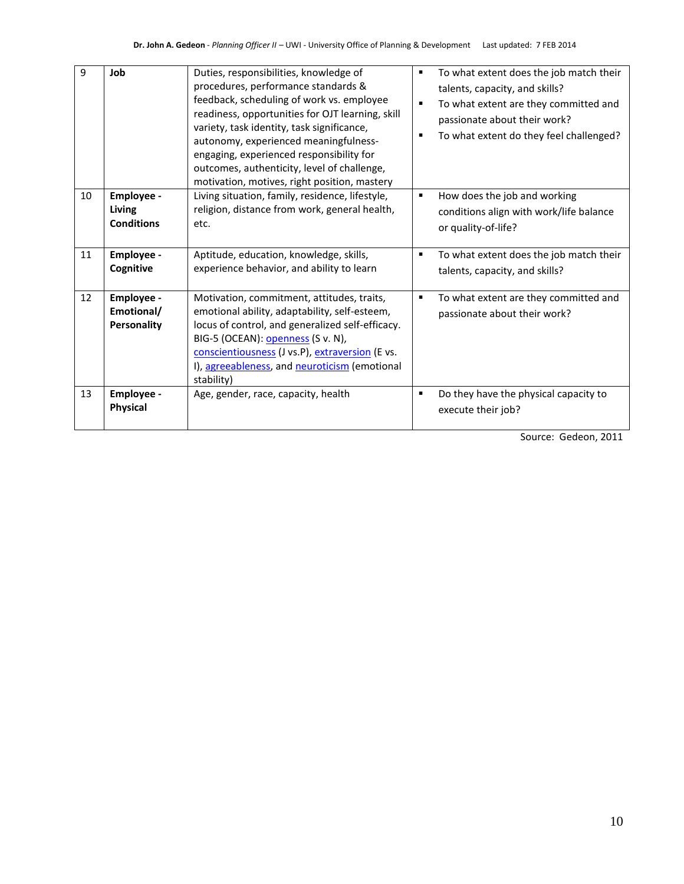| | | | |
|---|---|---|---|
| 9 | **Job** | Duties, responsibilities, knowledge of procedures, performance standards & feedback, scheduling of work vs. employee readiness, opportunities for OJT learning, skill variety, task identity, task significance, autonomy, experienced meaningfulness-engaging, experienced responsibility for outcomes, authenticity, level of challenge, motivation, motives, right position, mastery | ▪ To what extent does the job match their talents, capacity, and skills?<br>▪ To what extent are they committed and passionate about their work?<br>▪ To what extent do they feel challenged? |
| 10 | **Employee - Living Conditions** | Living situation, family, residence, lifestyle, religion, distance from work, general health, etc. | ▪ How does the job and working conditions align with work/life balance or quality-of-life? |
| 11 | **Employee - Cognitive** | Aptitude, education, knowledge, skills, experience behavior, and ability to learn | ▪ To what extent does the job match their talents, capacity, and skills? |
| 12 | **Employee - Emotional/ Personality** | Motivation, commitment, attitudes, traits, emotional ability, adaptability, self-esteem, locus of control, and generalized self-efficacy. BIG-5 (OCEAN): openness (S v. N), conscientiousness (J vs.P), extraversion (E vs. I), agreeableness, and neuroticism (emotional stability) | ▪ To what extent are they committed and passionate about their work? |
| 13 | **Employee - Physical** | Age, gender, race, capacity, health | ▪ Do they have the physical capacity to execute their job? |

Source: Gedeon, 2011